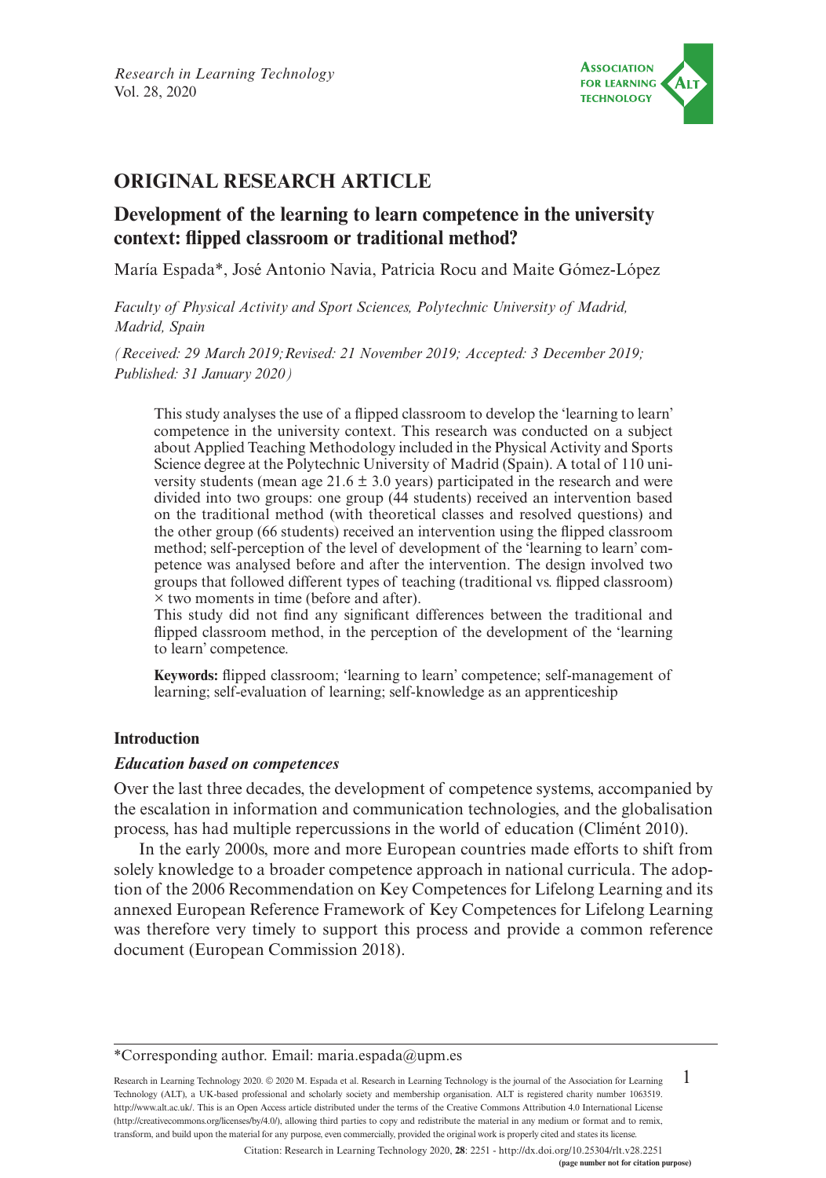## ORIGINAL RESEARCH ARTICLE

# Development of the learning to learn competence in the university context: flipped classroom or traditional method?

María Espada*, José Antonio Navia, Patricia Rocu and Maite Gómez-López

*Faculty of Physical Activity and Sport Sciences, Polytechnic University of Madrid, Madrid, Spain*

*(Received: 29 March 2019; Revised: 21 November 2019; Accepted: 3 December 2019; Published: 31 January 2020)*

This study analyses the use of a flipped classroom to develop the 'learning to learn' competence in the university context. This research was conducted on a subject about Applied Teaching Methodology included in the Physical Activity and Sports Science degree at the Polytechnic University of Madrid (Spain). A total of 110 university students (mean age 21.6 ± 3.0 years) participated in the research and were divided into two groups: one group (44 students) received an intervention based on the traditional method (with theoretical classes and resolved questions) and the other group (66 students) received an intervention using the flipped classroom method; self-perception of the level of development of the 'learning to learn' competence was analysed before and after the intervention. The design involved two groups that followed different types of teaching (traditional vs. flipped classroom) × two moments in time (before and after).

This study did not find any significant differences between the traditional and flipped classroom method, in the perception of the development of the 'learning to learn' competence.

**Keywords:** flipped classroom; 'learning to learn' competence; self-management of learning; self-evaluation of learning; self-knowledge as an apprenticeship

## Introduction

### *Education based on competences*

Over the last three decades, the development of competence systems, accompanied by the escalation in information and communication technologies, and the globalisation process, has had multiple repercussions in the world of education (Climént 2010).

In the early 2000s, more and more European countries made efforts to shift from solely knowledge to a broader competence approach in national curricula. The adoption of the 2006 Recommendation on Key Competences for Lifelong Learning and its annexed European Reference Framework of Key Competences for Lifelong Learning was therefore very timely to support this process and provide a common reference document (European Commission 2018).

---

*Corresponding author. Email: maria.espada@upm.es

Research in Learning Technology 2020. © 2020 M. Espada et al. Research in Learning Technology is the journal of the Association for Learning Technology (ALT), a UK-based professional and scholarly society and membership organisation. ALT is registered charity number 1063519. http://www.alt.ac.uk/. This is an Open Access article distributed under the terms of the Creative Commons Attribution 4.0 International License (http://creativecommons.org/licenses/by/4.0/), allowing third parties to copy and redistribute the material in any medium or format and to remix, transform, and build upon the material for any purpose, even commercially, provided the original work is properly cited and states its license.

Citation: Research in Learning Technology 2020, **28**: 2251 - http://dx.doi.org/10.25304/rlt.v28.2251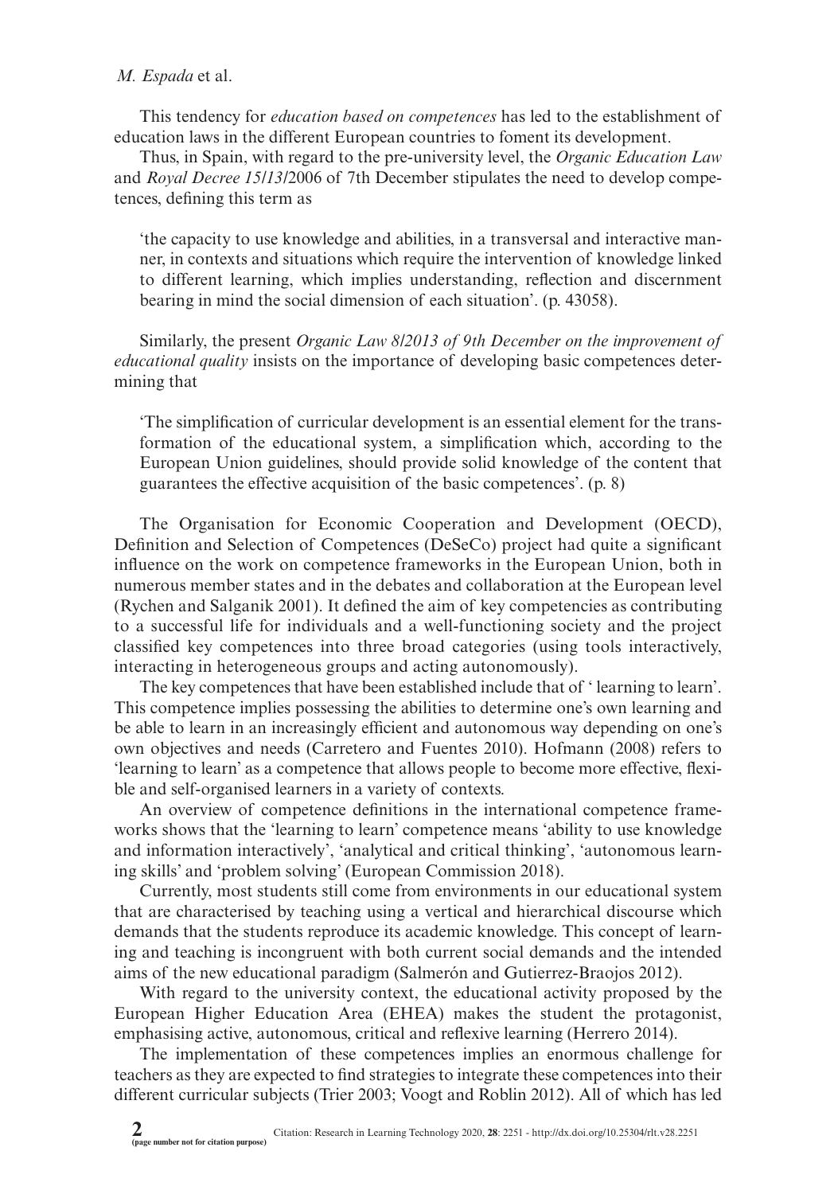This tendency for *education based on competences* has led to the establishment of education laws in the different European countries to foment its development.

Thus, in Spain, with regard to the pre-university level, the *Organic Education Law* and *Royal Decree 15/13/*2006 of 7th December stipulates the need to develop competences, defining this term as

> 'the capacity to use knowledge and abilities, in a transversal and interactive manner, in contexts and situations which require the intervention of knowledge linked to different learning, which implies understanding, reflection and discernment bearing in mind the social dimension of each situation'. (p. 43058).

Similarly, the present *Organic Law 8/2013 of 9th December on the improvement of educational quality* insists on the importance of developing basic competences determining that

> 'The simplification of curricular development is an essential element for the transformation of the educational system, a simplification which, according to the European Union guidelines, should provide solid knowledge of the content that guarantees the effective acquisition of the basic competences'. (p. 8)

The Organisation for Economic Cooperation and Development (OECD), Definition and Selection of Competences (DeSeCo) project had quite a significant influence on the work on competence frameworks in the European Union, both in numerous member states and in the debates and collaboration at the European level (Rychen and Salganik 2001). It defined the aim of key competencies as contributing to a successful life for individuals and a well-functioning society and the project classified key competences into three broad categories (using tools interactively, interacting in heterogeneous groups and acting autonomously).

The key competences that have been established include that of ' learning to learn'. This competence implies possessing the abilities to determine one's own learning and be able to learn in an increasingly efficient and autonomous way depending on one's own objectives and needs (Carretero and Fuentes 2010). Hofmann (2008) refers to 'learning to learn' as a competence that allows people to become more effective, flexible and self-organised learners in a variety of contexts.

An overview of competence definitions in the international competence frameworks shows that the 'learning to learn' competence means 'ability to use knowledge and information interactively', 'analytical and critical thinking', 'autonomous learning skills' and 'problem solving' (European Commission 2018).

Currently, most students still come from environments in our educational system that are characterised by teaching using a vertical and hierarchical discourse which demands that the students reproduce its academic knowledge. This concept of learning and teaching is incongruent with both current social demands and the intended aims of the new educational paradigm (Salmerón and Gutierrez-Braojos 2012).

With regard to the university context, the educational activity proposed by the European Higher Education Area (EHEA) makes the student the protagonist, emphasising active, autonomous, critical and reflexive learning (Herrero 2014).

The implementation of these competences implies an enormous challenge for teachers as they are expected to find strategies to integrate these competences into their different curricular subjects (Trier 2003; Voogt and Roblin 2012). All of which has led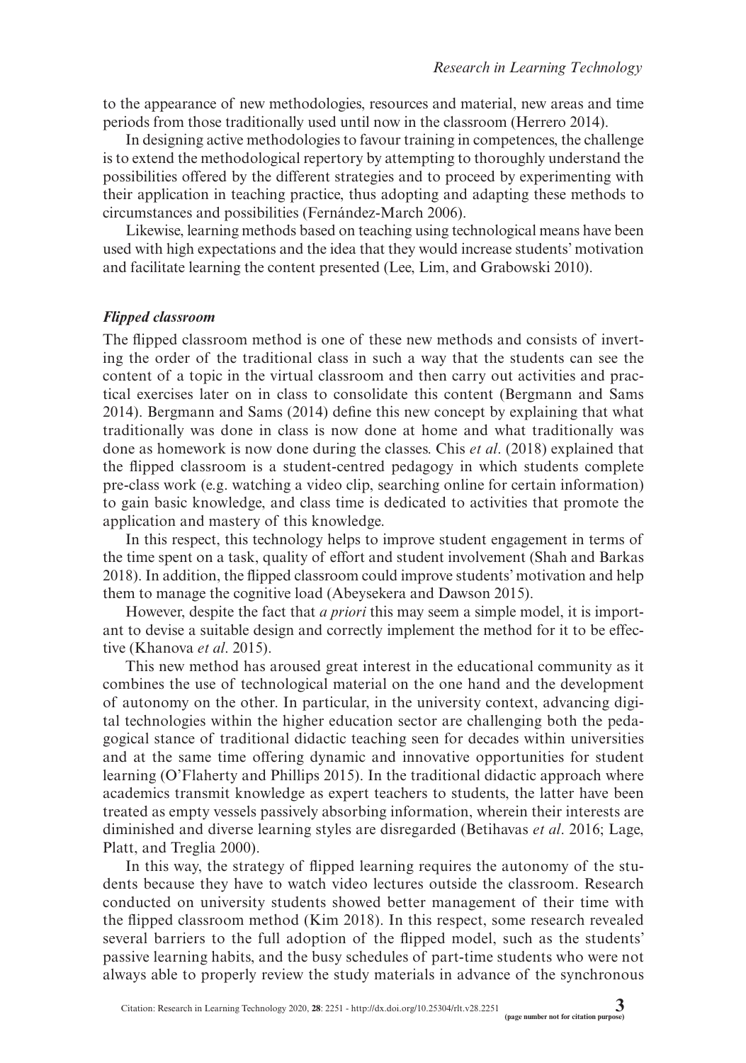to the appearance of new methodologies, resources and material, new areas and time periods from those traditionally used until now in the classroom (Herrero 2014).

In designing active methodologies to favour training in competences, the challenge is to extend the methodological repertory by attempting to thoroughly understand the possibilities offered by the different strategies and to proceed by experimenting with their application in teaching practice, thus adopting and adapting these methods to circumstances and possibilities (Fernández-March 2006).

Likewise, learning methods based on teaching using technological means have been used with high expectations and the idea that they would increase students' motivation and facilitate learning the content presented (Lee, Lim, and Grabowski 2010).

### *Flipped classroom*

The flipped classroom method is one of these new methods and consists of inverting the order of the traditional class in such a way that the students can see the content of a topic in the virtual classroom and then carry out activities and practical exercises later on in class to consolidate this content (Bergmann and Sams 2014). Bergmann and Sams (2014) define this new concept by explaining that what traditionally was done in class is now done at home and what traditionally was done as homework is now done during the classes. Chis *et al*. (2018) explained that the flipped classroom is a student-centred pedagogy in which students complete pre-class work (e.g. watching a video clip, searching online for certain information) to gain basic knowledge, and class time is dedicated to activities that promote the application and mastery of this knowledge.

In this respect, this technology helps to improve student engagement in terms of the time spent on a task, quality of effort and student involvement (Shah and Barkas 2018). In addition, the flipped classroom could improve students' motivation and help them to manage the cognitive load (Abeysekera and Dawson 2015).

However, despite the fact that *a priori* this may seem a simple model, it is important to devise a suitable design and correctly implement the method for it to be effective (Khanova *et al*. 2015).

This new method has aroused great interest in the educational community as it combines the use of technological material on the one hand and the development of autonomy on the other. In particular, in the university context, advancing digital technologies within the higher education sector are challenging both the pedagogical stance of traditional didactic teaching seen for decades within universities and at the same time offering dynamic and innovative opportunities for student learning (O'Flaherty and Phillips 2015). In the traditional didactic approach where academics transmit knowledge as expert teachers to students, the latter have been treated as empty vessels passively absorbing information, wherein their interests are diminished and diverse learning styles are disregarded (Betihavas *et al*. 2016; Lage, Platt, and Treglia 2000).

In this way, the strategy of flipped learning requires the autonomy of the students because they have to watch video lectures outside the classroom. Research conducted on university students showed better management of their time with the flipped classroom method (Kim 2018). In this respect, some research revealed several barriers to the full adoption of the flipped model, such as the students' passive learning habits, and the busy schedules of part-time students who were not always able to properly review the study materials in advance of the synchronous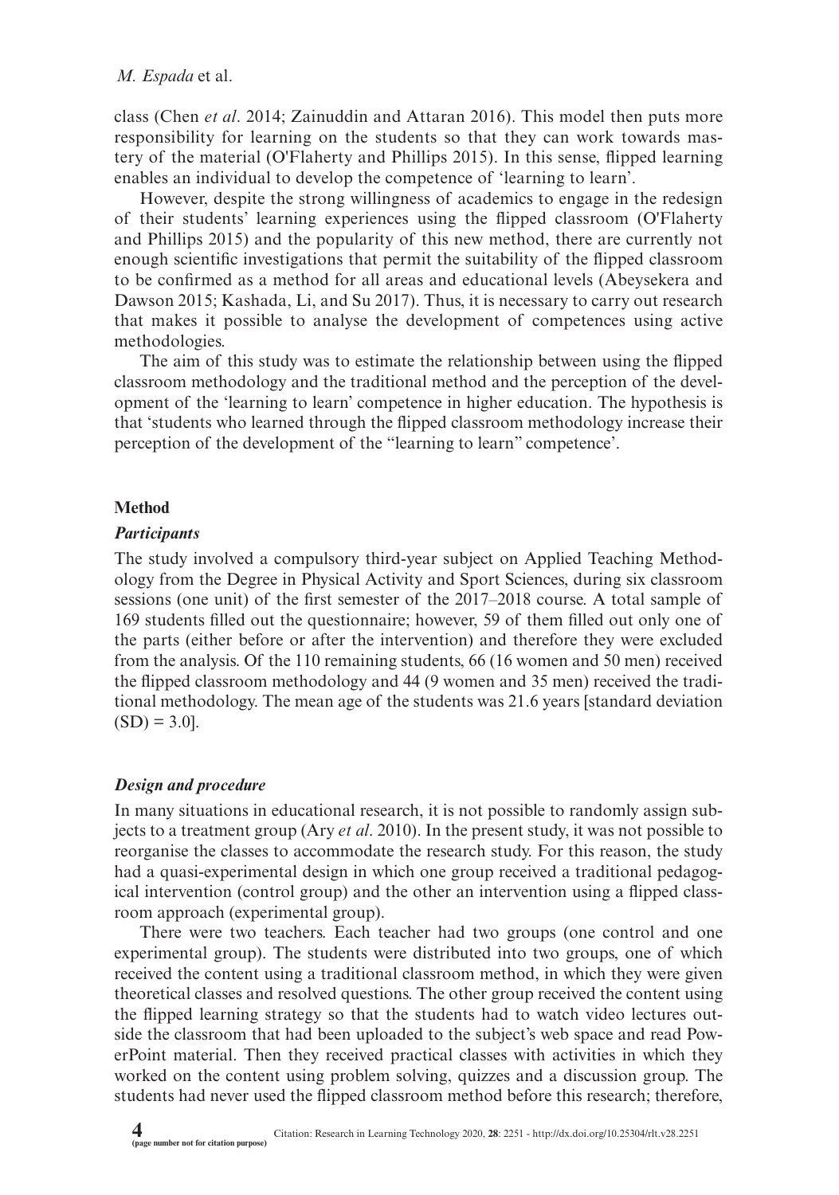class (Chen *et al*. 2014; Zainuddin and Attaran 2016). This model then puts more responsibility for learning on the students so that they can work towards mastery of the material (O'Flaherty and Phillips 2015). In this sense, flipped learning enables an individual to develop the competence of 'learning to learn'.

However, despite the strong willingness of academics to engage in the redesign of their students' learning experiences using the flipped classroom (O'Flaherty and Phillips 2015) and the popularity of this new method, there are currently not enough scientific investigations that permit the suitability of the flipped classroom to be confirmed as a method for all areas and educational levels (Abeysekera and Dawson 2015; Kashada, Li, and Su 2017). Thus, it is necessary to carry out research that makes it possible to analyse the development of competences using active methodologies.

The aim of this study was to estimate the relationship between using the flipped classroom methodology and the traditional method and the perception of the development of the 'learning to learn' competence in higher education. The hypothesis is that 'students who learned through the flipped classroom methodology increase their perception of the development of the "learning to learn" competence'.

## Method

### *Participants*

The study involved a compulsory third-year subject on Applied Teaching Methodology from the Degree in Physical Activity and Sport Sciences, during six classroom sessions (one unit) of the first semester of the 2017–2018 course. A total sample of 169 students filled out the questionnaire; however, 59 of them filled out only one of the parts (either before or after the intervention) and therefore they were excluded from the analysis. Of the 110 remaining students, 66 (16 women and 50 men) received the flipped classroom methodology and 44 (9 women and 35 men) received the traditional methodology. The mean age of the students was 21.6 years [standard deviation (SD) = 3.0].

### *Design and procedure*

In many situations in educational research, it is not possible to randomly assign subjects to a treatment group (Ary *et al*. 2010). In the present study, it was not possible to reorganise the classes to accommodate the research study. For this reason, the study had a quasi-experimental design in which one group received a traditional pedagogical intervention (control group) and the other an intervention using a flipped classroom approach (experimental group).

There were two teachers. Each teacher had two groups (one control and one experimental group). The students were distributed into two groups, one of which received the content using a traditional classroom method, in which they were given theoretical classes and resolved questions. The other group received the content using the flipped learning strategy so that the students had to watch video lectures outside the classroom that had been uploaded to the subject's web space and read PowerPoint material. Then they received practical classes with activities in which they worked on the content using problem solving, quizzes and a discussion group. The students had never used the flipped classroom method before this research; therefore,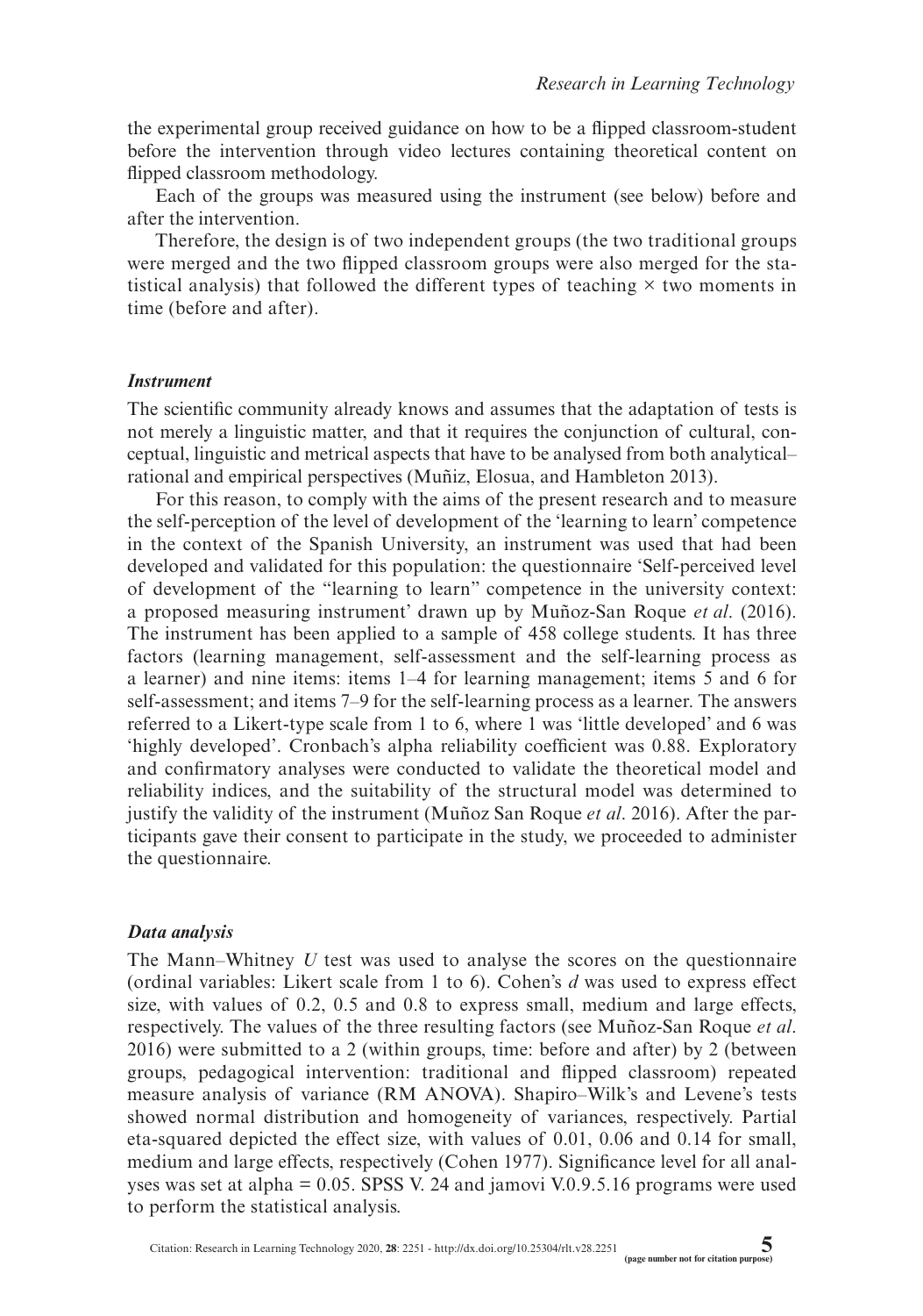the experimental group received guidance on how to be a flipped classroom-student before the intervention through video lectures containing theoretical content on flipped classroom methodology.

Each of the groups was measured using the instrument (see below) before and after the intervention.

Therefore, the design is of two independent groups (the two traditional groups were merged and the two flipped classroom groups were also merged for the statistical analysis) that followed the different types of teaching × two moments in time (before and after).

### *Instrument*

The scientific community already knows and assumes that the adaptation of tests is not merely a linguistic matter, and that it requires the conjunction of cultural, conceptual, linguistic and metrical aspects that have to be analysed from both analytical–rational and empirical perspectives (Muñiz, Elosua, and Hambleton 2013).

For this reason, to comply with the aims of the present research and to measure the self-perception of the level of development of the 'learning to learn' competence in the context of the Spanish University, an instrument was used that had been developed and validated for this population: the questionnaire 'Self-perceived level of development of the "learning to learn" competence in the university context: a proposed measuring instrument' drawn up by Muñoz-San Roque *et al*. (2016). The instrument has been applied to a sample of 458 college students. It has three factors (learning management, self-assessment and the self-learning process as a learner) and nine items: items 1–4 for learning management; items 5 and 6 for self-assessment; and items 7–9 for the self-learning process as a learner. The answers referred to a Likert-type scale from 1 to 6, where 1 was 'little developed' and 6 was 'highly developed'. Cronbach's alpha reliability coefficient was 0.88. Exploratory and confirmatory analyses were conducted to validate the theoretical model and reliability indices, and the suitability of the structural model was determined to justify the validity of the instrument (Muñoz San Roque *et al*. 2016). After the participants gave their consent to participate in the study, we proceeded to administer the questionnaire.

### *Data analysis*

The Mann–Whitney $U$ test was used to analyse the scores on the questionnaire (ordinal variables: Likert scale from 1 to 6). Cohen's $d$ was used to express effect size, with values of 0.2, 0.5 and 0.8 to express small, medium and large effects, respectively. The values of the three resulting factors (see Muñoz-San Roque *et al*. 2016) were submitted to a 2 (within groups, time: before and after) by 2 (between groups, pedagogical intervention: traditional and flipped classroom) repeated measure analysis of variance (RM ANOVA). Shapiro–Wilk's and Levene's tests showed normal distribution and homogeneity of variances, respectively. Partial eta-squared depicted the effect size, with values of 0.01, 0.06 and 0.14 for small, medium and large effects, respectively (Cohen 1977). Significance level for all analyses was set at alpha = 0.05. SPSS V. 24 and jamovi V.0.9.5.16 programs were used to perform the statistical analysis.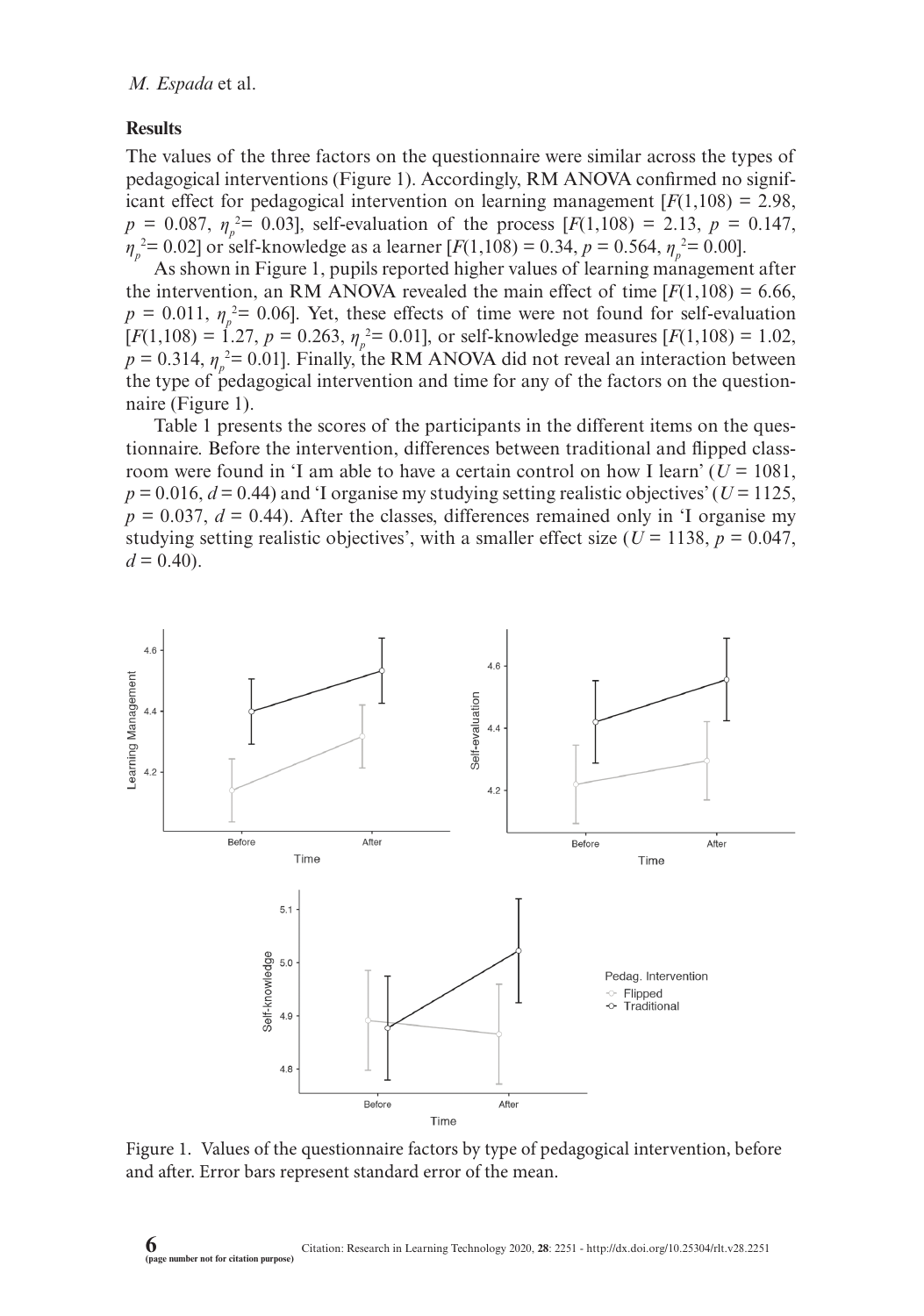## Results

The values of the three factors on the questionnaire were similar across the types of pedagogical interventions (Figure 1). Accordingly, RM ANOVA confirmed no significant effect for pedagogical intervention on learning management [$F(1,108) = 2.98$, $p = 0.087$, $\eta_p^2 = 0.03$], self-evaluation of the process [$F(1,108) = 2.13$, $p = 0.147$, $\eta_p^2 = 0.02$] or self-knowledge as a learner [$F(1,108) = 0.34$, $p = 0.564$, $\eta_p^2 = 0.00$].

As shown in Figure 1, pupils reported higher values of learning management after the intervention, an RM ANOVA revealed the main effect of time [$F(1,108) = 6.66$, $p = 0.011$, $\eta_p^2 = 0.06$]. Yet, these effects of time were not found for self-evaluation [$F(1,108) = 1.27$, $p = 0.263$, $\eta_p^2 = 0.01$], or self-knowledge measures [$F(1,108) = 1.02$, $p = 0.314$, $\eta_p^2 = 0.01$]. Finally, the RM ANOVA did not reveal an interaction between the type of pedagogical intervention and time for any of the factors on the questionnaire (Figure 1).

Table 1 presents the scores of the participants in the different items on the questionnaire. Before the intervention, differences between traditional and flipped classroom were found in 'I am able to have a certain control on how I learn' ($U = 1081$, $p = 0.016$, $d = 0.44$) and 'I organise my studying setting realistic objectives' ($U = 1125$, $p = 0.037$, $d = 0.44$). After the classes, differences remained only in 'I organise my studying setting realistic objectives', with a smaller effect size ($U = 1138$, $p = 0.047$, $d = 0.40$).

Figure 1. Values of the questionnaire factors by type of pedagogical intervention, before and after. Error bars represent standard error of the mean.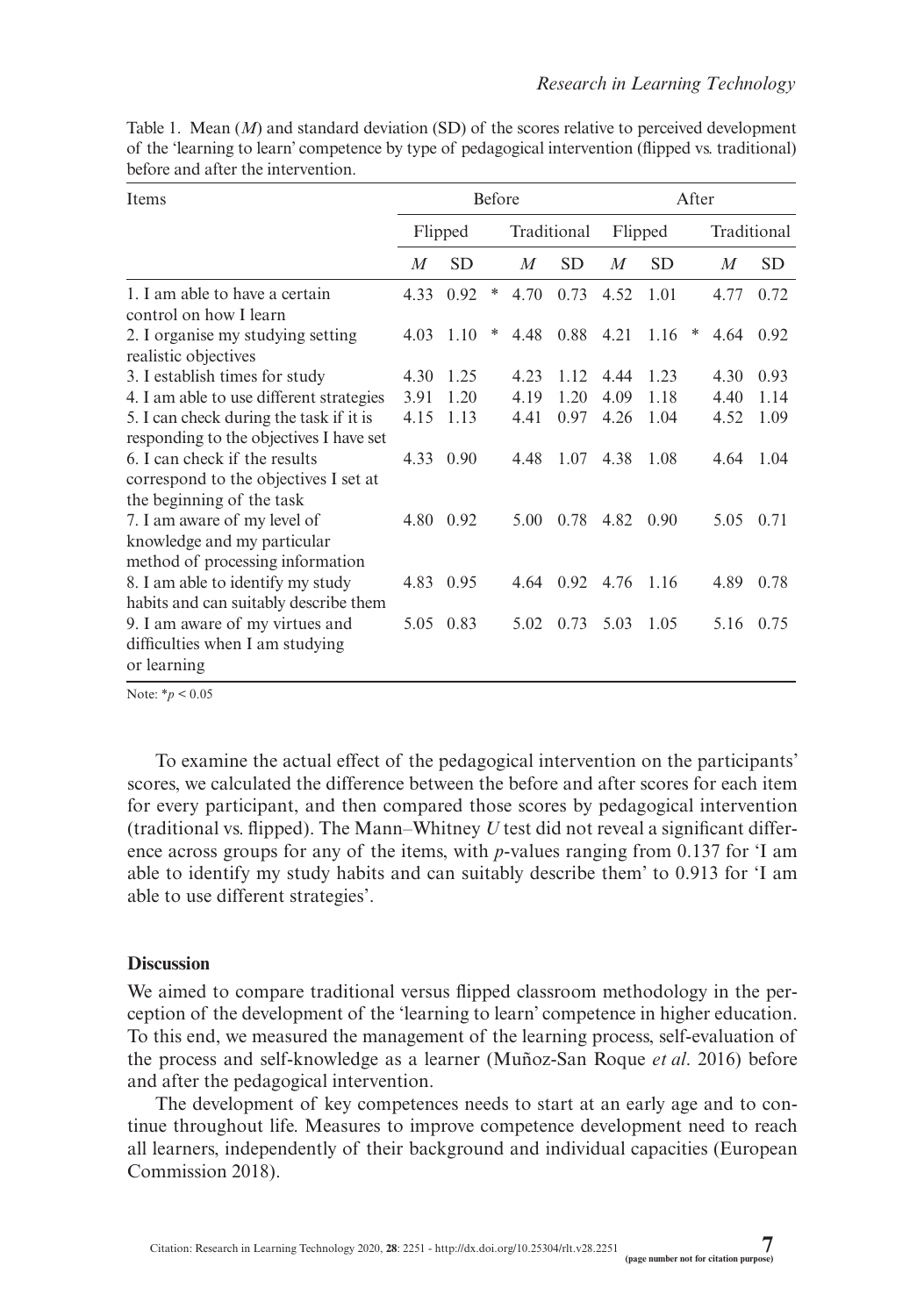Table 1. Mean ($M$) and standard deviation (SD) of the scores relative to perceived development of the 'learning to learn' competence by type of pedagogical intervention (flipped vs. traditional) before and after the intervention.

| Items | Before | | | | | After | | | | |
|---|---|---|---|---|---|---|---|---|---|---|
| | Flipped | | | Traditional | | Flipped | | | Traditional | |
| | $M$ | SD | | $M$ | SD | $M$ | SD | | $M$ | SD |
| 1. I am able to have a certain control on how I learn | 4.33 | 0.92 | * | 4.70 | 0.73 | 4.52 | 1.01 | | 4.77 | 0.72 |
| 2. I organise my studying setting realistic objectives | 4.03 | 1.10 | * | 4.48 | 0.88 | 4.21 | 1.16 | * | 4.64 | 0.92 |
| 3. I establish times for study | 4.30 | 1.25 | | 4.23 | 1.12 | 4.44 | 1.23 | | 4.30 | 0.93 |
| 4. I am able to use different strategies | 3.91 | 1.20 | | 4.19 | 1.20 | 4.09 | 1.18 | | 4.40 | 1.14 |
| 5. I can check during the task if it is responding to the objectives I have set | 4.15 | 1.13 | | 4.41 | 0.97 | 4.26 | 1.04 | | 4.52 | 1.09 |
| 6. I can check if the results correspond to the objectives I set at the beginning of the task | 4.33 | 0.90 | | 4.48 | 1.07 | 4.38 | 1.08 | | 4.64 | 1.04 |
| 7. I am aware of my level of knowledge and my particular method of processing information | 4.80 | 0.92 | | 5.00 | 0.78 | 4.82 | 0.90 | | 5.05 | 0.71 |
| 8. I am able to identify my study habits and can suitably describe them | 4.83 | 0.95 | | 4.64 | 0.92 | 4.76 | 1.16 | | 4.89 | 0.78 |
| 9. I am aware of my virtues and difficulties when I am studying or learning | 5.05 | 0.83 | | 5.02 | 0.73 | 5.03 | 1.05 | | 5.16 | 0.75 |

Note: $^*p < 0.05$

To examine the actual effect of the pedagogical intervention on the participants' scores, we calculated the difference between the before and after scores for each item for every participant, and then compared those scores by pedagogical intervention (traditional vs. flipped). The Mann–Whitney $U$ test did not reveal a significant difference across groups for any of the items, with $p$-values ranging from 0.137 for 'I am able to identify my study habits and can suitably describe them' to 0.913 for 'I am able to use different strategies'.

## Discussion

We aimed to compare traditional versus flipped classroom methodology in the perception of the development of the 'learning to learn' competence in higher education. To this end, we measured the management of the learning process, self-evaluation of the process and self-knowledge as a learner (Muñoz-San Roque *et al*. 2016) before and after the pedagogical intervention.

The development of key competences needs to start at an early age and to continue throughout life. Measures to improve competence development need to reach all learners, independently of their background and individual capacities (European Commission 2018).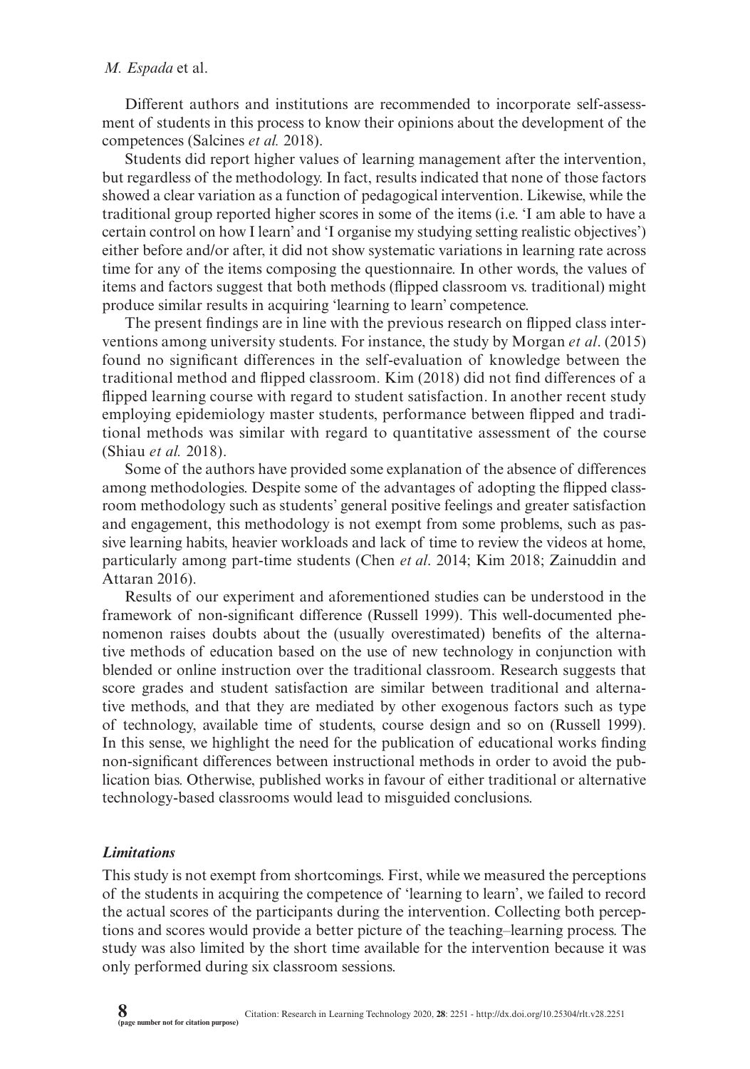Different authors and institutions are recommended to incorporate self-assessment of students in this process to know their opinions about the development of the competences (Salcines *et al.* 2018).

Students did report higher values of learning management after the intervention, but regardless of the methodology. In fact, results indicated that none of those factors showed a clear variation as a function of pedagogical intervention. Likewise, while the traditional group reported higher scores in some of the items (i.e. 'I am able to have a certain control on how I learn' and 'I organise my studying setting realistic objectives') either before and/or after, it did not show systematic variations in learning rate across time for any of the items composing the questionnaire. In other words, the values of items and factors suggest that both methods (flipped classroom vs. traditional) might produce similar results in acquiring 'learning to learn' competence.

The present findings are in line with the previous research on flipped class interventions among university students. For instance, the study by Morgan *et al*. (2015) found no significant differences in the self-evaluation of knowledge between the traditional method and flipped classroom. Kim (2018) did not find differences of a flipped learning course with regard to student satisfaction. In another recent study employing epidemiology master students, performance between flipped and traditional methods was similar with regard to quantitative assessment of the course (Shiau *et al.* 2018).

Some of the authors have provided some explanation of the absence of differences among methodologies. Despite some of the advantages of adopting the flipped classroom methodology such as students' general positive feelings and greater satisfaction and engagement, this methodology is not exempt from some problems, such as passive learning habits, heavier workloads and lack of time to review the videos at home, particularly among part-time students (Chen *et al*. 2014; Kim 2018; Zainuddin and Attaran 2016).

Results of our experiment and aforementioned studies can be understood in the framework of non-significant difference (Russell 1999). This well-documented phenomenon raises doubts about the (usually overestimated) benefits of the alternative methods of education based on the use of new technology in conjunction with blended or online instruction over the traditional classroom. Research suggests that score grades and student satisfaction are similar between traditional and alternative methods, and that they are mediated by other exogenous factors such as type of technology, available time of students, course design and so on (Russell 1999). In this sense, we highlight the need for the publication of educational works finding non-significant differences between instructional methods in order to avoid the publication bias. Otherwise, published works in favour of either traditional or alternative technology-based classrooms would lead to misguided conclusions.

### *Limitations*

This study is not exempt from shortcomings. First, while we measured the perceptions of the students in acquiring the competence of 'learning to learn', we failed to record the actual scores of the participants during the intervention. Collecting both perceptions and scores would provide a better picture of the teaching–learning process. The study was also limited by the short time available for the intervention because it was only performed during six classroom sessions.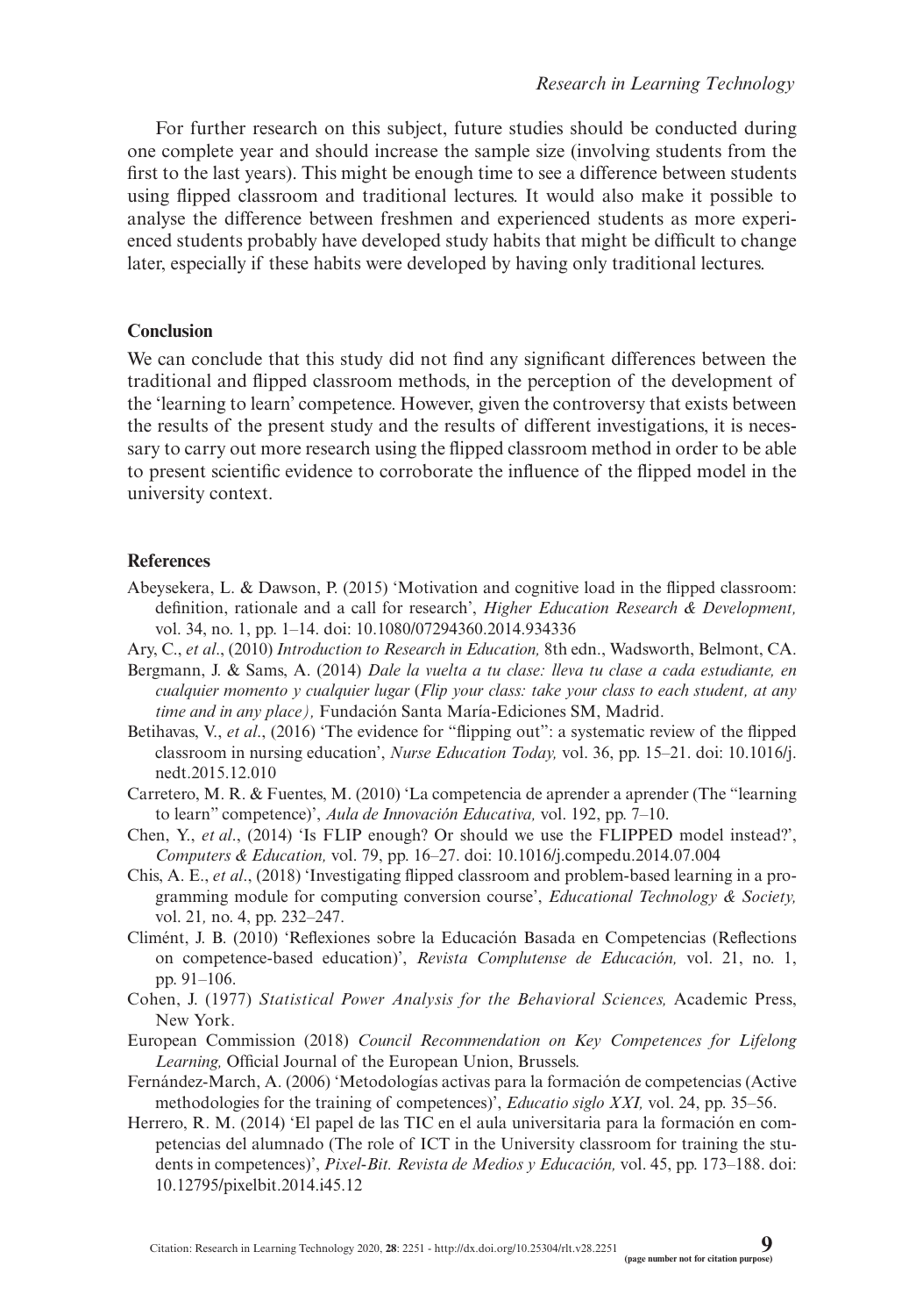For further research on this subject, future studies should be conducted during one complete year and should increase the sample size (involving students from the first to the last years). This might be enough time to see a difference between students using flipped classroom and traditional lectures. It would also make it possible to analyse the difference between freshmen and experienced students as more experienced students probably have developed study habits that might be difficult to change later, especially if these habits were developed by having only traditional lectures.

## Conclusion

We can conclude that this study did not find any significant differences between the traditional and flipped classroom methods, in the perception of the development of the 'learning to learn' competence. However, given the controversy that exists between the results of the present study and the results of different investigations, it is necessary to carry out more research using the flipped classroom method in order to be able to present scientific evidence to corroborate the influence of the flipped model in the university context.

## References

Abeysekera, L. & Dawson, P. (2015) 'Motivation and cognitive load in the flipped classroom: definition, rationale and a call for research', *Higher Education Research & Development,* vol. 34, no. 1, pp. 1–14. doi: 10.1080/07294360.2014.934336

Ary, C., *et al*., (2010) *Introduction to Research in Education,* 8th edn., Wadsworth, Belmont, CA.

Bergmann, J. & Sams, A. (2014) *Dale la vuelta a tu clase: lleva tu clase a cada estudiante, en cualquier momento y cualquier lugar* (*Flip your class: take your class to each student, at any time and in any place),* Fundación Santa María-Ediciones SM, Madrid.

Betihavas, V., *et al*., (2016) 'The evidence for "flipping out": a systematic review of the flipped classroom in nursing education', *Nurse Education Today,* vol. 36, pp. 15–21. doi: 10.1016/j.nedt.2015.12.010

Carretero, M. R. & Fuentes, M. (2010) 'La competencia de aprender a aprender (The "learning to learn" competence)', *Aula de Innovación Educativa,* vol. 192, pp. 7–10.

Chen, Y., *et al*., (2014) 'Is FLIP enough? Or should we use the FLIPPED model instead?', *Computers & Education,* vol. 79, pp. 16–27. doi: 10.1016/j.compedu.2014.07.004

Chis, A. E., *et al*., (2018) 'Investigating flipped classroom and problem-based learning in a programming module for computing conversion course', *Educational Technology & Society,* vol. 21*,* no. 4, pp. 232–247.

Climént, J. B. (2010) 'Reflexiones sobre la Educación Basada en Competencias (Reflections on competence-based education)', *Revista Complutense de Educación,* vol. 21, no. 1, pp. 91–106.

Cohen, J. (1977) *Statistical Power Analysis for the Behavioral Sciences,* Academic Press, New York.

European Commission (2018) *Council Recommendation on Key Competences for Lifelong Learning,* Official Journal of the European Union, Brussels.

Fernández-March, A. (2006) 'Metodologías activas para la formación de competencias (Active methodologies for the training of competences)', *Educatio siglo XXI,* vol. 24, pp. 35–56.

Herrero, R. M. (2014) 'El papel de las TIC en el aula universitaria para la formación en competencias del alumnado (The role of ICT in the University classroom for training the students in competences)', *Pixel-Bit. Revista de Medios y Educación,* vol. 45, pp. 173–188. doi: 10.12795/pixelbit.2014.i45.12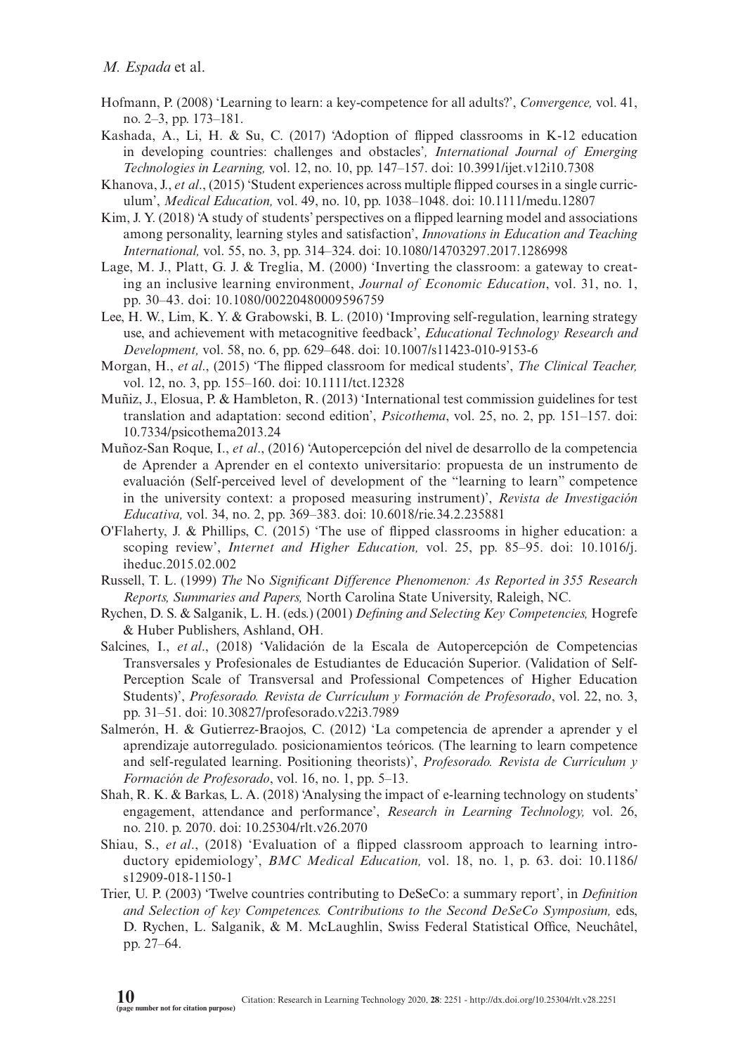Hofmann, P. (2008) 'Learning to learn: a key-competence for all adults?', *Convergence,* vol. 41, no. 2–3, pp. 173–181.

Kashada, A., Li, H. & Su, C. (2017) 'Adoption of flipped classrooms in K-12 education in developing countries: challenges and obstacles', *International Journal of Emerging Technologies in Learning,* vol. 12, no. 10, pp. 147–157. doi: 10.3991/ijet.v12i10.7308

Khanova, J., *et al*., (2015) 'Student experiences across multiple flipped courses in a single curriculum', *Medical Education,* vol. 49, no. 10, pp. 1038–1048. doi: 10.1111/medu.12807

Kim, J. Y. (2018) 'A study of students' perspectives on a flipped learning model and associations among personality, learning styles and satisfaction', *Innovations in Education and Teaching International,* vol. 55, no. 3, pp. 314–324. doi: 10.1080/14703297.2017.1286998

Lage, M. J., Platt, G. J. & Treglia, M. (2000) 'Inverting the classroom: a gateway to creating an inclusive learning environment, *Journal of Economic Education*, vol. 31, no. 1, pp. 30–43. doi: 10.1080/00220480009596759

Lee, H. W., Lim, K. Y. & Grabowski, B. L. (2010) 'Improving self-regulation, learning strategy use, and achievement with metacognitive feedback', *Educational Technology Research and Development,* vol. 58, no. 6, pp. 629–648. doi: 10.1007/s11423-010-9153-6

Morgan, H., *et al*., (2015) 'The flipped classroom for medical students', *The Clinical Teacher,* vol. 12, no. 3, pp. 155–160. doi: 10.1111/tct.12328

Muñiz, J., Elosua, P. & Hambleton, R. (2013) 'International test commission guidelines for test translation and adaptation: second edition', *Psicothema*, vol. 25, no. 2, pp. 151–157. doi: 10.7334/psicothema2013.24

Muñoz-San Roque, I., *et al*., (2016) 'Autopercepción del nivel de desarrollo de la competencia de Aprender a Aprender en el contexto universitario: propuesta de un instrumento de evaluación (Self-perceived level of development of the "learning to learn" competence in the university context: a proposed measuring instrument)', *Revista de Investigación Educativa,* vol. 34, no. 2, pp. 369–383. doi: 10.6018/rie.34.2.235881

O'Flaherty, J. & Phillips, C. (2015) 'The use of flipped classrooms in higher education: a scoping review', *Internet and Higher Education,* vol. 25, pp. 85–95. doi: 10.1016/j.iheduc.2015.02.002

Russell, T. L. (1999) *The* No *Significant Difference Phenomenon: As Reported in 355 Research Reports, Summaries and Papers,* North Carolina State University, Raleigh, NC.

Rychen, D. S. & Salganik, L. H. (eds.) (2001) *Defining and Selecting Key Competencies,* Hogrefe & Huber Publishers, Ashland, OH.

Salcines, I., *et al*., (2018) 'Validación de la Escala de Autopercepción de Competencias Transversales y Profesionales de Estudiantes de Educación Superior. (Validation of Self-Perception Scale of Transversal and Professional Competences of Higher Education Students)', *Profesorado. Revista de Currículum y Formación de Profesorado*, vol. 22, no. 3, pp. 31–51. doi: 10.30827/profesorado.v22i3.7989

Salmerón, H. & Gutierrez-Braojos, C. (2012) 'La competencia de aprender a aprender y el aprendizaje autorregulado. posicionamientos teóricos. (The learning to learn competence and self-regulated learning. Positioning theorists)', *Profesorado. Revista de Currículum y Formación de Profesorado*, vol. 16, no. 1, pp. 5–13.

Shah, R. K. & Barkas, L. A. (2018) 'Analysing the impact of e-learning technology on students' engagement, attendance and performance', *Research in Learning Technology,* vol. 26, no. 210. p. 2070. doi: 10.25304/rlt.v26.2070

Shiau, S., *et al*., (2018) 'Evaluation of a flipped classroom approach to learning introductory epidemiology', *BMC Medical Education,* vol. 18, no. 1, p. 63. doi: 10.1186/s12909-018-1150-1

Trier, U. P. (2003) 'Twelve countries contributing to DeSeCo: a summary report', in *Definition and Selection of key Competences. Contributions to the Second DeSeCo Symposium,* eds, D. Rychen, L. Salganik, & M. McLaughlin, Swiss Federal Statistical Office, Neuchâtel, pp. 27–64.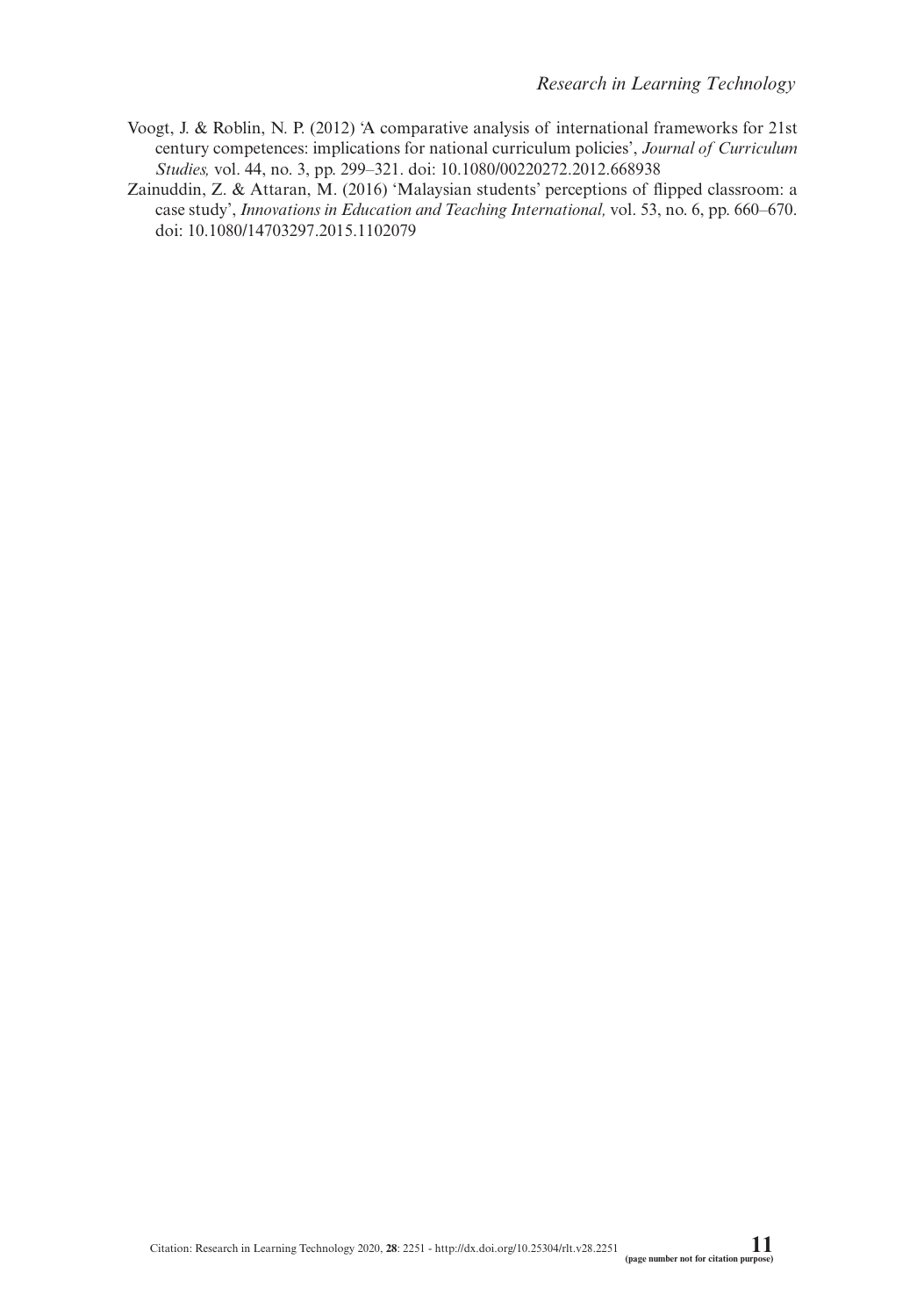Voogt, J. & Roblin, N. P. (2012) 'A comparative analysis of international frameworks for 21st century competences: implications for national curriculum policies', *Journal of Curriculum Studies,* vol. 44, no. 3, pp. 299–321. doi: 10.1080/00220272.2012.668938

Zainuddin, Z. & Attaran, M. (2016) 'Malaysian students' perceptions of flipped classroom: a case study', *Innovations in Education and Teaching International,* vol. 53, no. 6, pp. 660–670. doi: 10.1080/14703297.2015.1102079